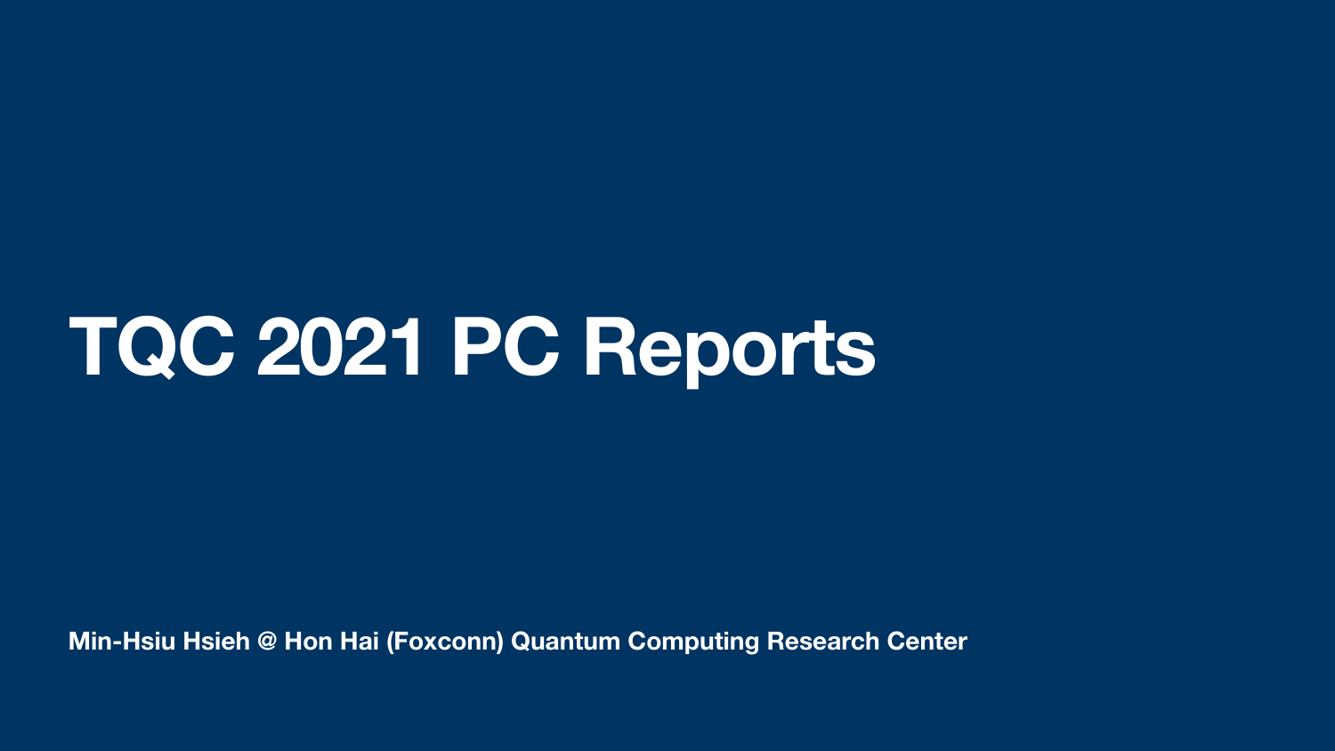# TQC 2021 PC Reports

**Min-Hsiu Hsieh @ Hon Hai (Foxconn) Quantum Computing Research Center**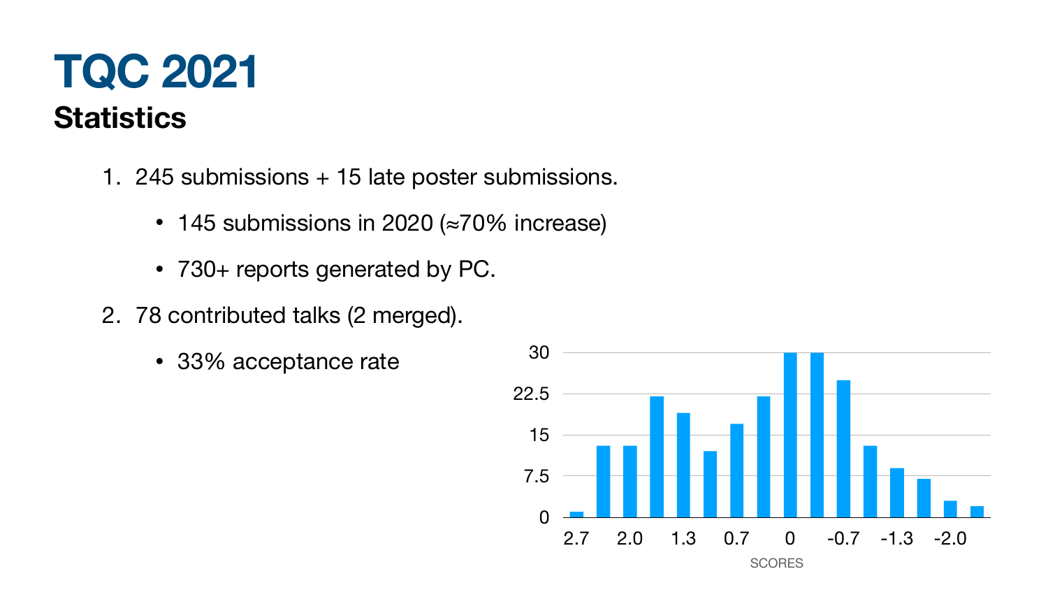# TQC 2021

## Statistics

1. 245 submissions + 15 late poster submissions.
   - 145 submissions in 2020 (≈70% increase)
   - 730+ reports generated by PC.
2. 78 contributed talks (2 merged).
   - 33% acceptance rate

30

22.5

15

7.5

0

2.7 2.0 1.3 0.7 0 -0.7 -1.3 -2.0

SCORES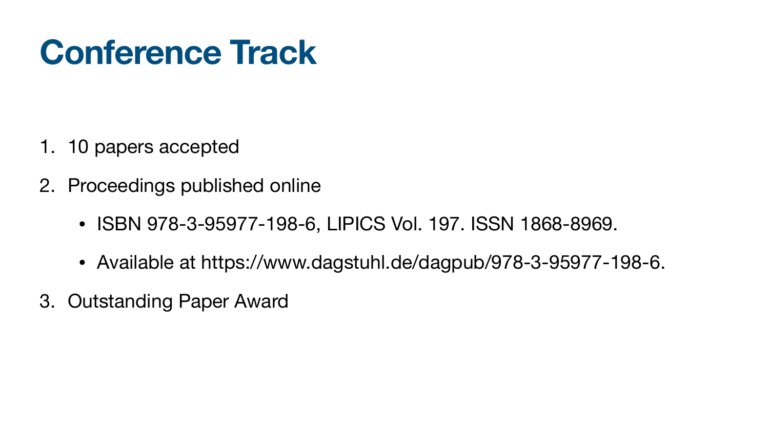# Conference Track

1. 10 papers accepted
2. Proceedings published online
    - ISBN 978-3-95977-198-6, LIPICS Vol. 197. ISSN 1868-8969.
    - Available at https://www.dagstuhl.de/dagpub/978-3-95977-198-6.
3. Outstanding Paper Award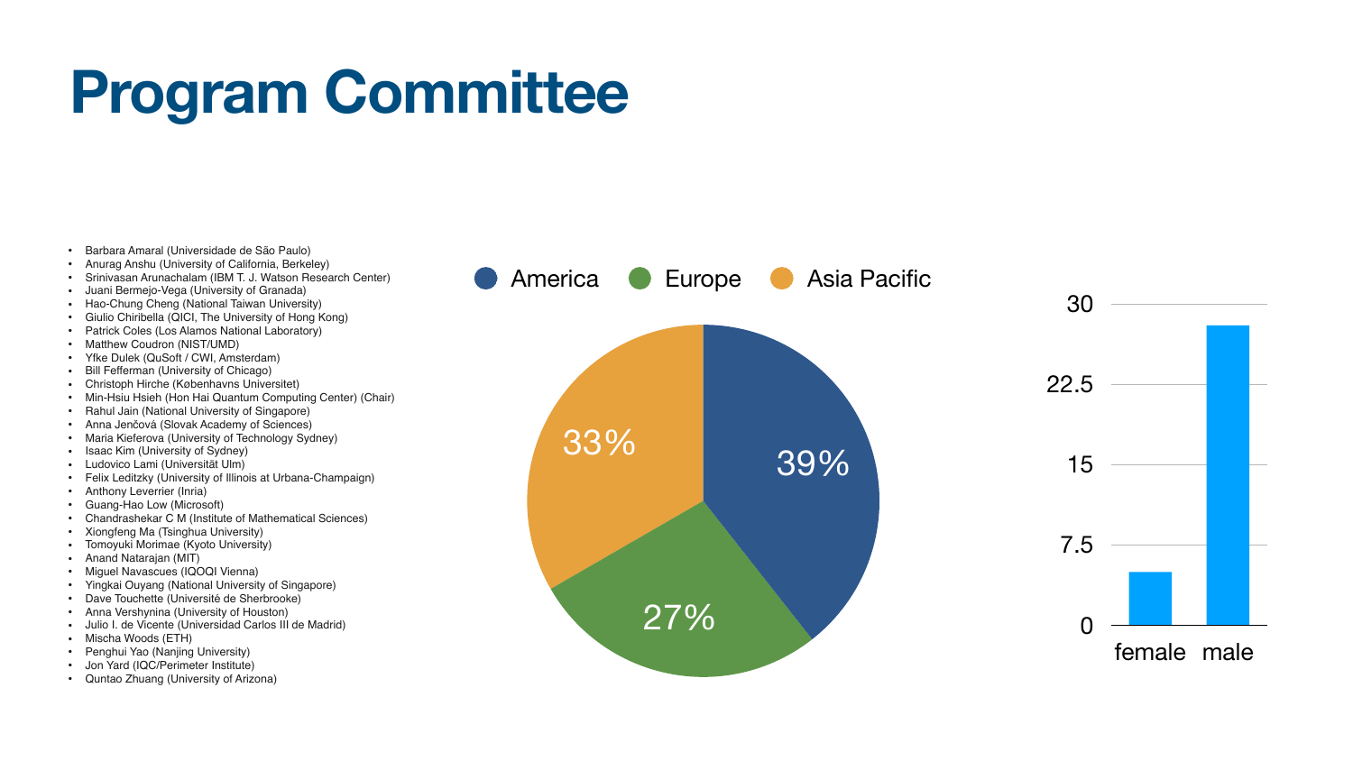# Program Committee

- Barbara Amaral (Universidade de São Paulo)
- Anurag Anshu (University of California, Berkeley)
- Srinivasan Arunachalam (IBM T. J. Watson Research Center)
- Juani Bermejo-Vega (University of Granada)
- Hao-Chung Cheng (National Taiwan University)
- Giulio Chiribella (QICI, The University of Hong Kong)
- Patrick Coles (Los Alamos National Laboratory)
- Matthew Coudron (NIST/UMD)
- Yfke Dulek (QuSoft / CWI, Amsterdam)
- Bill Fefferman (University of Chicago)
- Christoph Hirche (Københavns Universitet)
- Min-Hsiu Hsieh (Hon Hai Quantum Computing Center) (Chair)
- Rahul Jain (National University of Singapore)
- Anna Jenčová (Slovak Academy of Sciences)
- Maria Kieferova (University of Technology Sydney)
- Isaac Kim (University of Sydney)
- Ludovico Lami (Universität Ulm)
- Felix Leditzky (University of Illinois at Urbana-Champaign)
- Anthony Leverrier (Inria)
- Guang-Hao Low (Microsoft)
- Chandrashekar C M (Institute of Mathematical Sciences)
- Xiongfeng Ma (Tsinghua University)
- Tomoyuki Morimae (Kyoto University)
- Anand Natarajan (MIT)
- Miguel Navascues (IQOQI Vienna)
- Yingkai Ouyang (National University of Singapore)
- Dave Touchette (Université de Sherbrooke)
- Anna Vershynina (University of Houston)
- Julio I. de Vicente (Universidad Carlos III de Madrid)
- Mischa Woods (ETH)
- Penghui Yao (Nanjing University)
- Jon Yard (IQC/Perimeter Institute)
- Quntao Zhuang (University of Arizona)

America 39% | Europe 27% | Asia Pacific 33%

| | female | male |
|---|---|---|
| Count | 5 | 28 |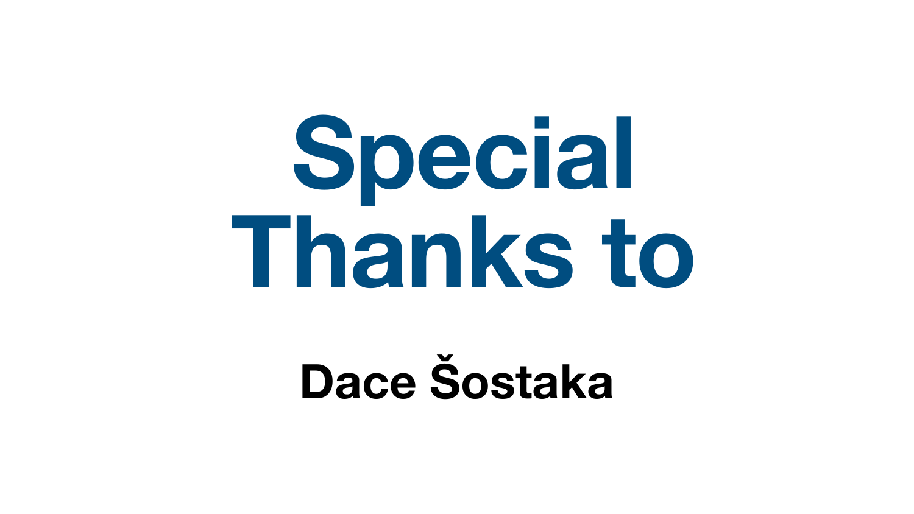# Special Thanks to

**Dace Šostaka**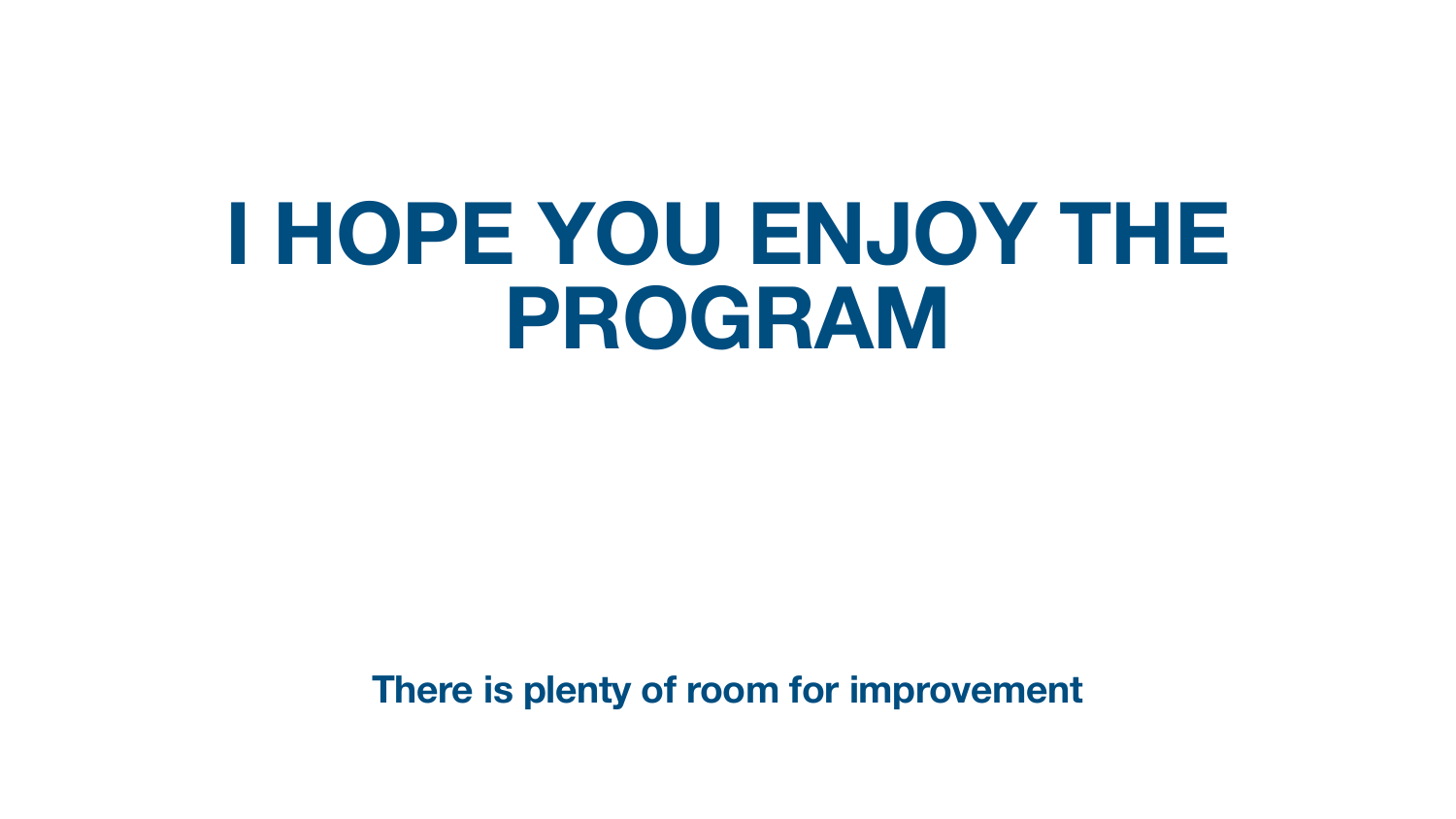# I HOPE YOU ENJOY THE PROGRAM

**There is plenty of room for improvement**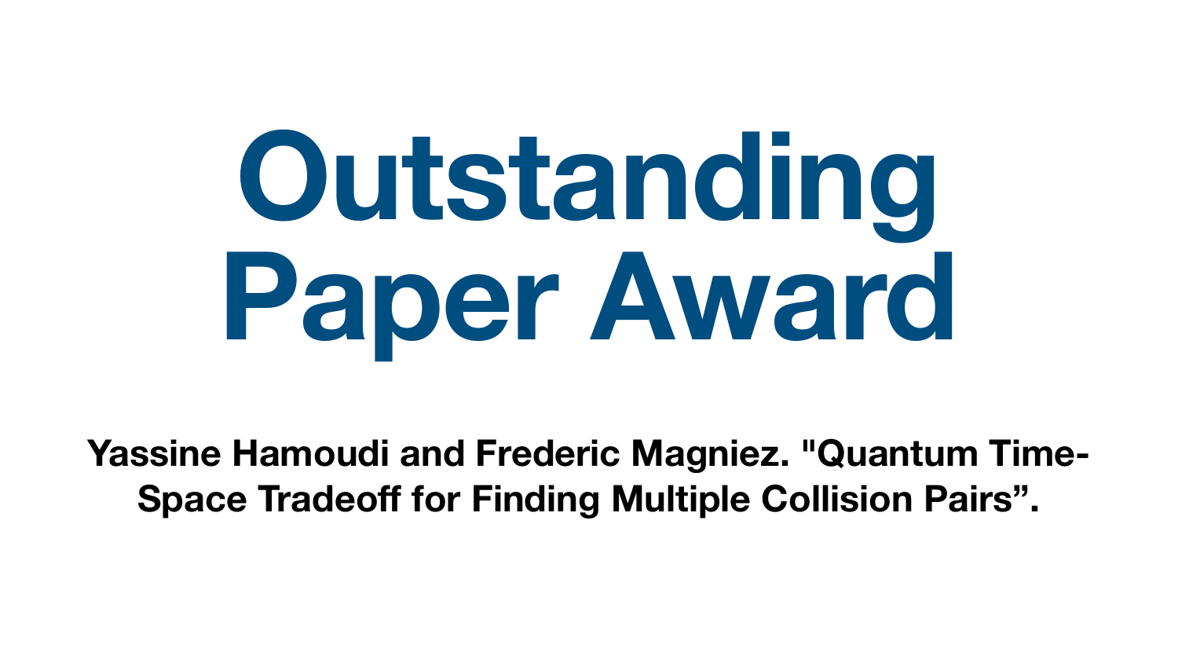# Outstanding Paper Award

**Yassine Hamoudi and Frederic Magniez. "Quantum Time-Space Tradeoff for Finding Multiple Collision Pairs”.**